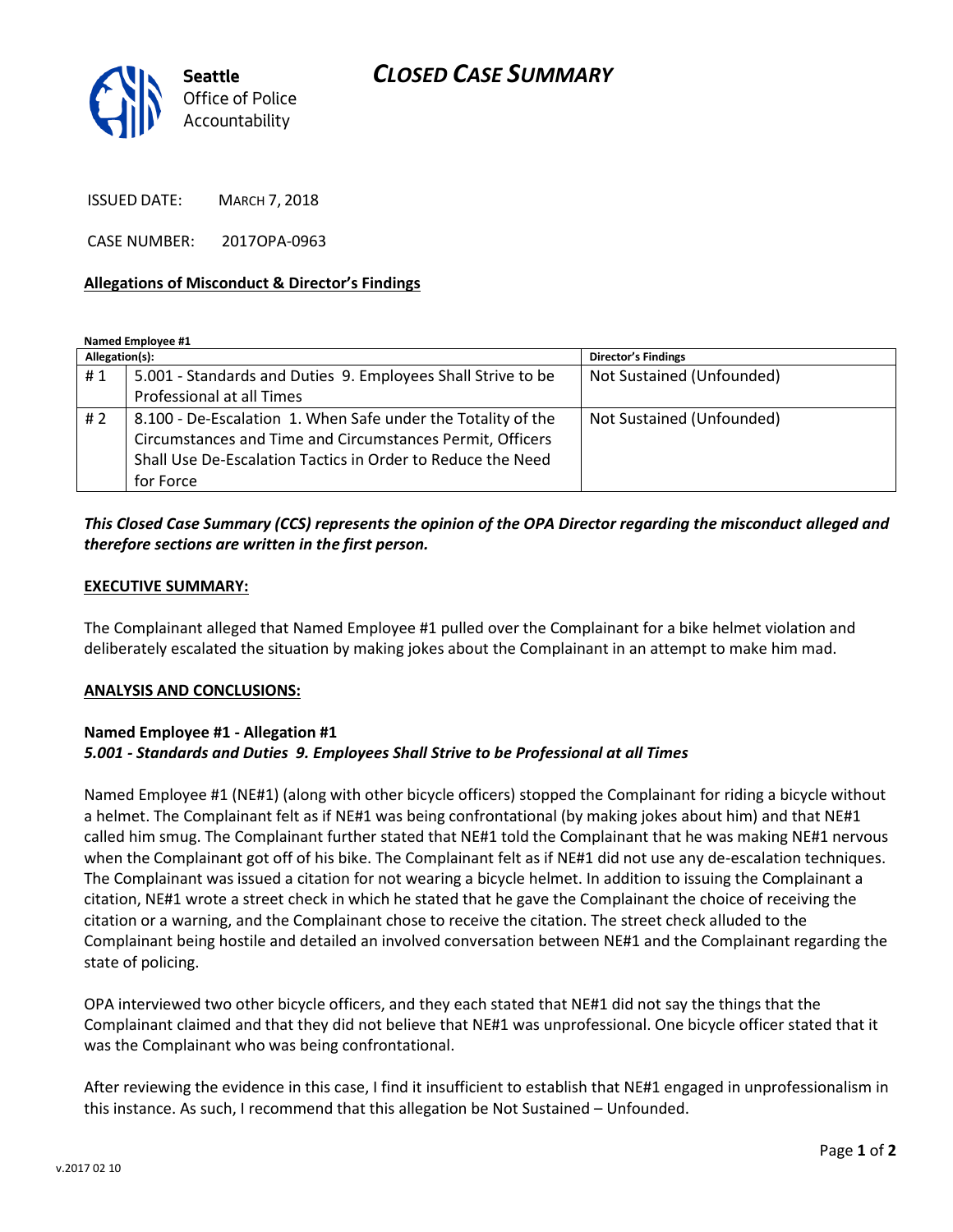Seattle Office of Police Accountability

# CLOSED CASE SUMMARY

ISSUED DATE: MARCH 7, 2018

CASE NUMBER: 2017OPA-0963

**Allegations of Misconduct & Director's Findings**

**Named Employee #1**

| Allegation(s): | | Director's Findings |
|---|---|---|
| # 1 | 5.001 - Standards and Duties 9. Employees Shall Strive to be Professional at all Times | Not Sustained (Unfounded) |
| # 2 | 8.100 - De-Escalation 1. When Safe under the Totality of the Circumstances and Time and Circumstances Permit, Officers Shall Use De-Escalation Tactics in Order to Reduce the Need for Force | Not Sustained (Unfounded) |

***This Closed Case Summary (CCS) represents the opinion of the OPA Director regarding the misconduct alleged and therefore sections are written in the first person.***

**EXECUTIVE SUMMARY:**

The Complainant alleged that Named Employee #1 pulled over the Complainant for a bike helmet violation and deliberately escalated the situation by making jokes about the Complainant in an attempt to make him mad.

**ANALYSIS AND CONCLUSIONS:**

**Named Employee #1 - Allegation #1**
***5.001 - Standards and Duties 9. Employees Shall Strive to be Professional at all Times***

Named Employee #1 (NE#1) (along with other bicycle officers) stopped the Complainant for riding a bicycle without a helmet. The Complainant felt as if NE#1 was being confrontational (by making jokes about him) and that NE#1 called him smug. The Complainant further stated that NE#1 told the Complainant that he was making NE#1 nervous when the Complainant got off of his bike. The Complainant felt as if NE#1 did not use any de-escalation techniques. The Complainant was issued a citation for not wearing a bicycle helmet. In addition to issuing the Complainant a citation, NE#1 wrote a street check in which he stated that he gave the Complainant the choice of receiving the citation or a warning, and the Complainant chose to receive the citation. The street check alluded to the Complainant being hostile and detailed an involved conversation between NE#1 and the Complainant regarding the state of policing.

OPA interviewed two other bicycle officers, and they each stated that NE#1 did not say the things that the Complainant claimed and that they did not believe that NE#1 was unprofessional. One bicycle officer stated that it was the Complainant who was being confrontational.

After reviewing the evidence in this case, I find it insufficient to establish that NE#1 engaged in unprofessionalism in this instance. As such, I recommend that this allegation be Not Sustained – Unfounded.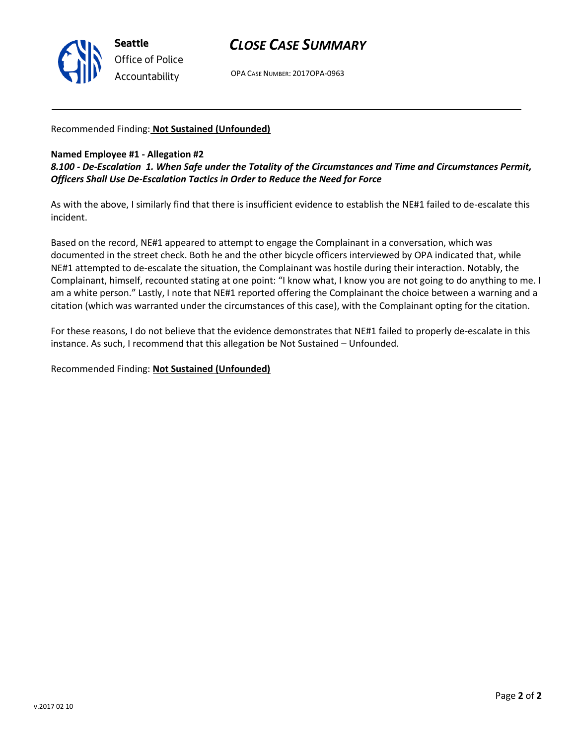Recommended Finding: **Not Sustained (Unfounded)**

**Named Employee #1 - Allegation #2**

***8.100 - De-Escalation 1. When Safe under the Totality of the Circumstances and Time and Circumstances Permit, Officers Shall Use De-Escalation Tactics in Order to Reduce the Need for Force***

As with the above, I similarly find that there is insufficient evidence to establish the NE#1 failed to de-escalate this incident.

Based on the record, NE#1 appeared to attempt to engage the Complainant in a conversation, which was documented in the street check. Both he and the other bicycle officers interviewed by OPA indicated that, while NE#1 attempted to de-escalate the situation, the Complainant was hostile during their interaction. Notably, the Complainant, himself, recounted stating at one point: "I know what, I know you are not going to do anything to me. I am a white person." Lastly, I note that NE#1 reported offering the Complainant the choice between a warning and a citation (which was warranted under the circumstances of this case), with the Complainant opting for the citation.

For these reasons, I do not believe that the evidence demonstrates that NE#1 failed to properly de-escalate in this instance. As such, I recommend that this allegation be Not Sustained – Unfounded.

Recommended Finding: **Not Sustained (Unfounded)**